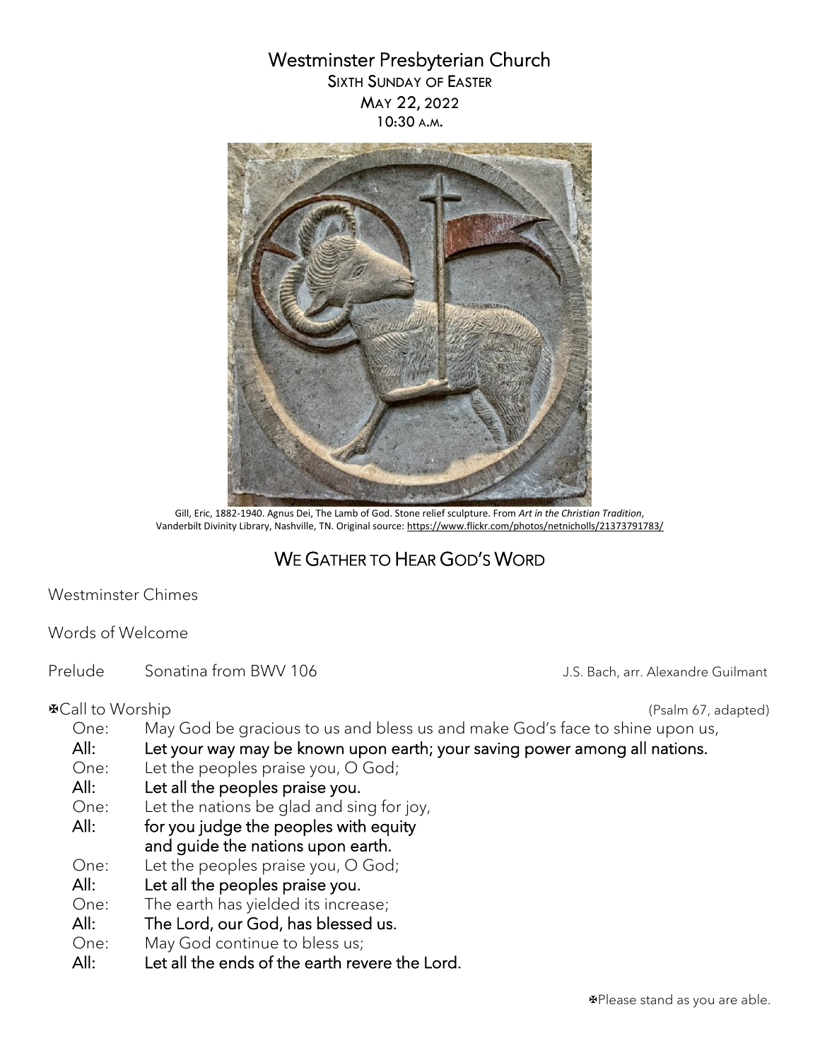# Westminster Presbyterian Church

SIXTH SUNDAY OF EASTER
MAY 22, 2022
10:30 A.M.

Gill, Eric, 1882-1940. Agnus Dei, The Lamb of God. Stone relief sculpture. From *Art in the Christian Tradition*, Vanderbilt Divinity Library, Nashville, TN. Original source: https://www.flickr.com/photos/netnicholls/21373791783/

## WE GATHER TO HEAR GOD'S WORD

Westminster Chimes

Words of Welcome

Prelude Sonatina from BWV 106 J.S. Bach, arr. Alexandre Guilmant

✠Call to Worship (Psalm 67, adapted)

One: May God be gracious to us and bless us and make God's face to shine upon us,
**All: Let your way may be known upon earth; your saving power among all nations.**
One: Let the peoples praise you, O God;
**All: Let all the peoples praise you.**
One: Let the nations be glad and sing for joy,
**All: for you judge the peoples with equity and guide the nations upon earth.**
One: Let the peoples praise you, O God;
**All: Let all the peoples praise you.**
One: The earth has yielded its increase;
**All: The Lord, our God, has blessed us.**
One: May God continue to bless us;
**All: Let all the ends of the earth revere the Lord.**

✠Please stand as you are able.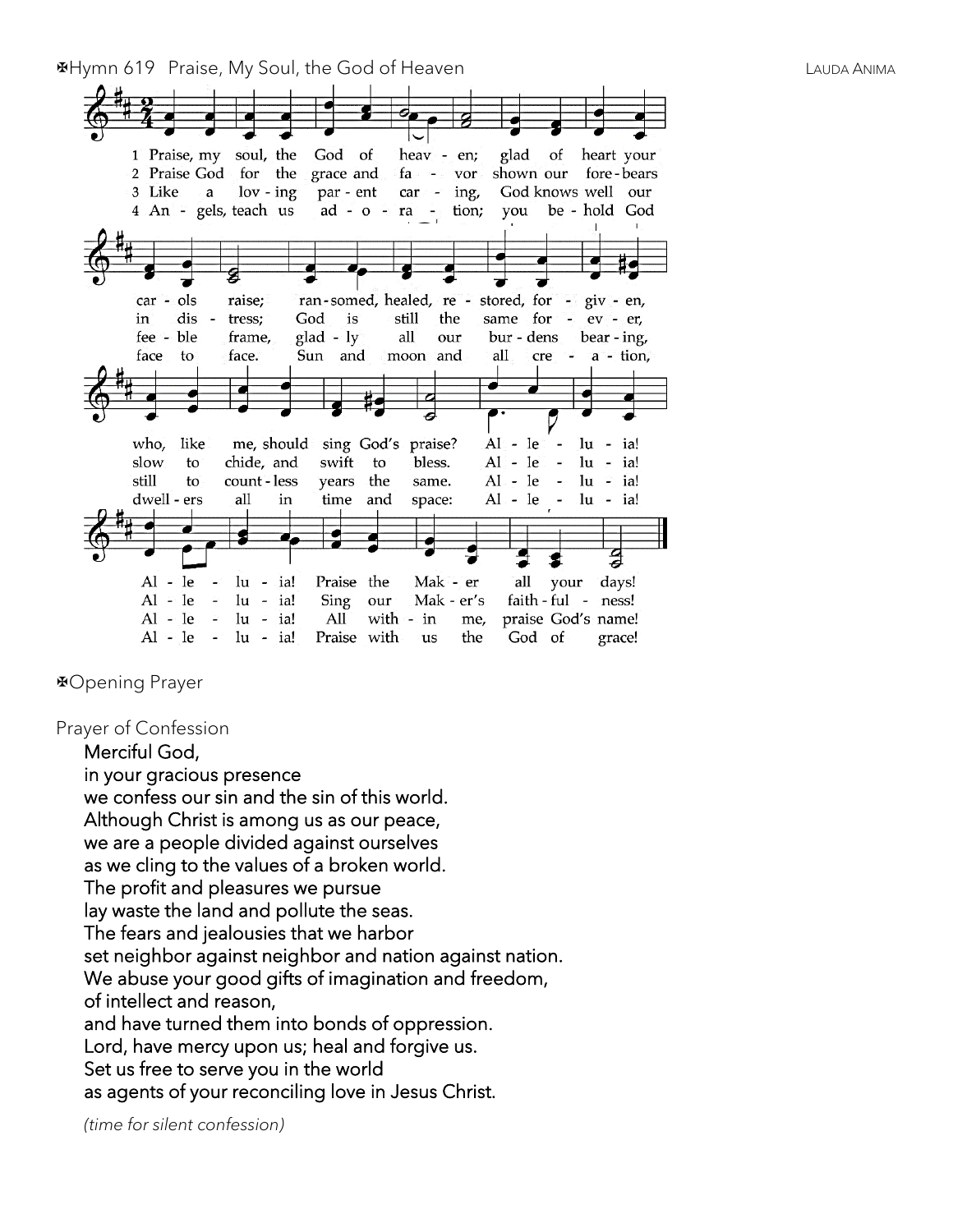✠Hymn 619 Praise, My Soul, the God of Heaven LAUDA ANIMA

1 Praise, my soul, the God of heaven; glad of heart your carols raise; ransomed, healed, restored, forgiven, who, like me, should sing God's praise? Alleluia! Alleluia! Praise the Maker all your days!

2 Praise God for the grace and favor shown our forebears in distress; God is still the same forever, slow to chide, and swift to bless. Alleluia! Alleluia! Sing our Maker's faithfulness!

3 Like a loving parent caring, God knows well our feeble frame, gladly all our burdens bearing, still to countless years the same. Alleluia! Alleluia! All within me, praise God's name!

4 Angels, teach us adoration; you behold God face to face. Sun and moon and all creation, dwellers all in time and space: Alleluia! Alleluia! Praise with us the God of grace!

✠Opening Prayer

Prayer of Confession

**Merciful God,**
**in your gracious presence**
**we confess our sin and the sin of this world.**
**Although Christ is among us as our peace,**
**we are a people divided against ourselves**
**as we cling to the values of a broken world.**
**The profit and pleasures we pursue**
**lay waste the land and pollute the seas.**
**The fears and jealousies that we harbor**
**set neighbor against neighbor and nation against nation.**
**We abuse your good gifts of imagination and freedom,**
**of intellect and reason,**
**and have turned them into bonds of oppression.**
**Lord, have mercy upon us; heal and forgive us.**
**Set us free to serve you in the world**
**as agents of your reconciling love in Jesus Christ.**

*(time for silent confession)*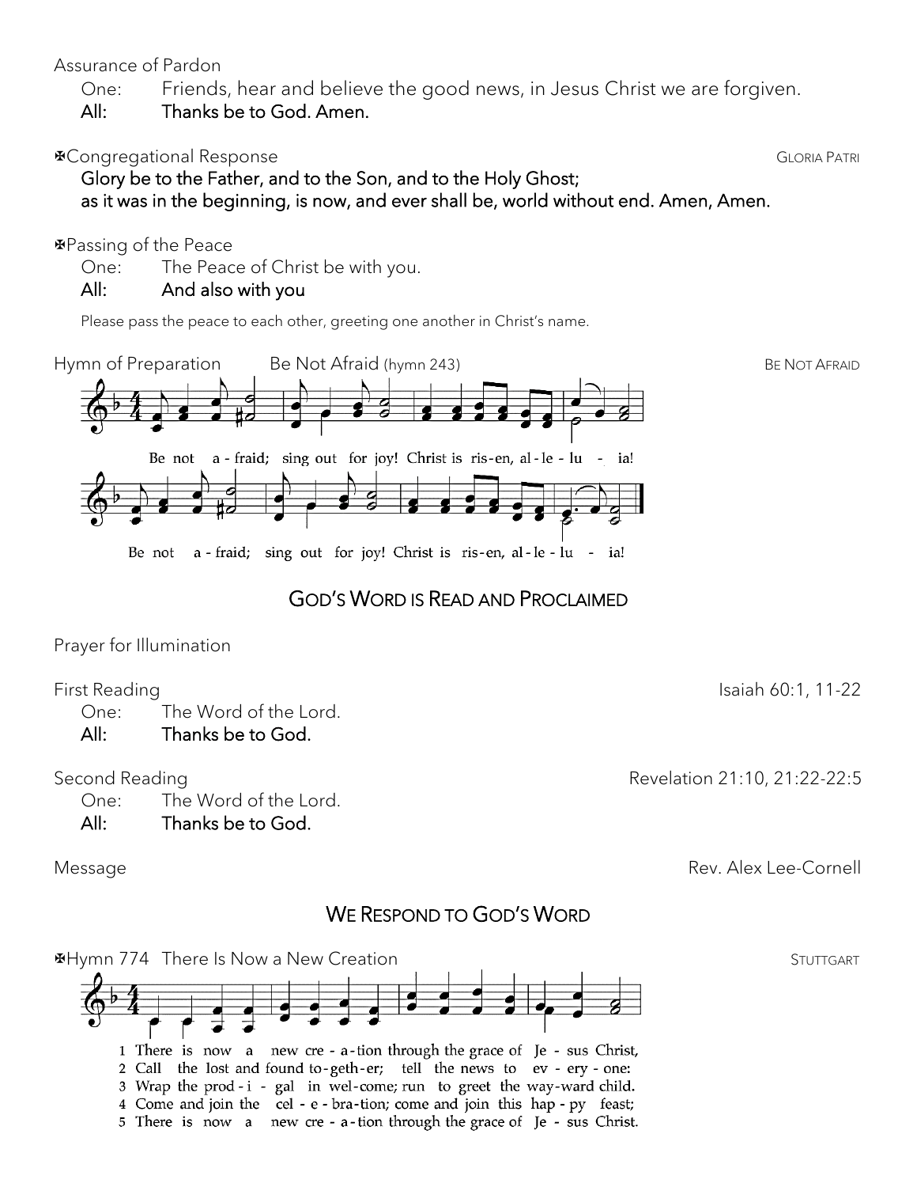Assurance of Pardon

One: Friends, hear and believe the good news, in Jesus Christ we are forgiven.

**All: Thanks be to God. Amen.**

✠Congregational Response GLORIA PATRI

**Glory be to the Father, and to the Son, and to the Holy Ghost;**
**as it was in the beginning, is now, and ever shall be, world without end. Amen, Amen.**

✠Passing of the Peace

One: The Peace of Christ be with you.

**All: And also with you**

Please pass the peace to each other, greeting one another in Christ's name.

Hymn of Preparation Be Not Afraid (hymn 243) BE NOT AFRAID

Be not a - fraid; sing out for joy! Christ is ris - en, al - le - lu - ia!

Be not a - fraid; sing out for joy! Christ is ris - en, al - le - lu - ia!

## GOD'S WORD IS READ AND PROCLAIMED

Prayer for Illumination

First Reading Isaiah 60:1, 11-22

One: The Word of the Lord.

**All: Thanks be to God.**

Second Reading Revelation 21:10, 21:22-22:5

One: The Word of the Lord.

**All: Thanks be to God.**

Message Rev. Alex Lee-Cornell

## WE RESPOND TO GOD'S WORD

✠Hymn 774 There Is Now a New Creation STUTTGART

1 There is now a new cre - a - tion through the grace of Je - sus Christ,
2 Call the lost and found to - geth - er; tell the news to ev - ery - one:
3 Wrap the prod - i - gal in wel - come; run to greet the way - ward child.
4 Come and join the cel - e - bra - tion; come and join this hap - py feast;
5 There is now a new cre - a - tion through the grace of Je - sus Christ.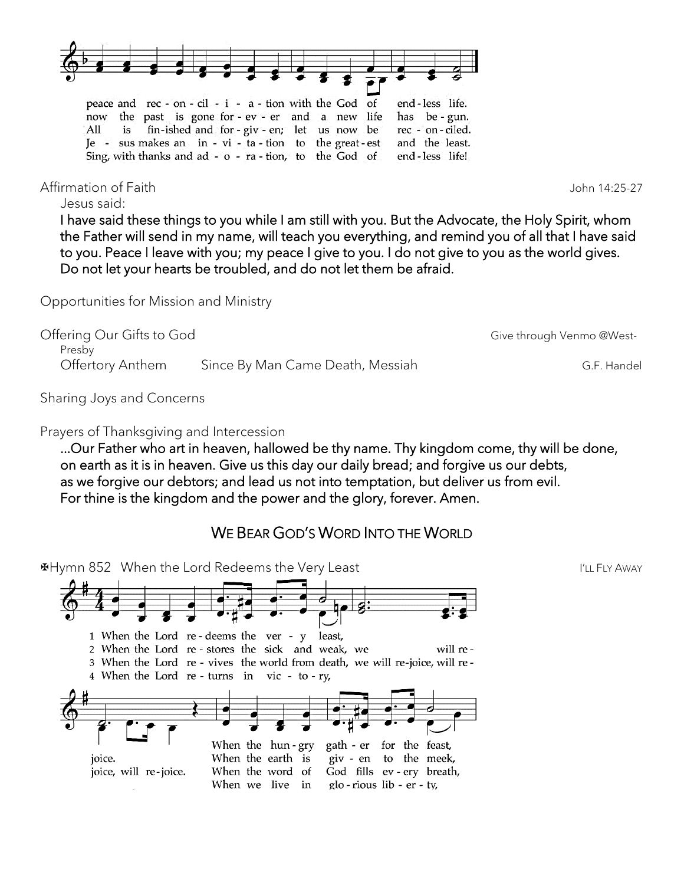peace and rec - on - cil - i - a - tion with the God of end - less life.
now the past is gone for - ev - er and a new life has be - gun.
All is fin-ished and for - giv - en; let us now be rec - on - ciled.
Je - sus makes an in - vi - ta - tion to the great - est and the least.
Sing, with thanks and ad - o - ra - tion, to the God of end - less life!

Affirmation of Faith John 14:25-27

Jesus said:

**I have said these things to you while I am still with you. But the Advocate, the Holy Spirit, whom the Father will send in my name, will teach you everything, and remind you of all that I have said to you. Peace I leave with you; my peace I give to you. I do not give to you as the world gives. Do not let your hearts be troubled, and do not let them be afraid.**

Opportunities for Mission and Ministry

Offering Our Gifts to God Give through Venmo @West-Presby

Offertory Anthem Since By Man Came Death, Messiah G.F. Handel

Sharing Joys and Concerns

Prayers of Thanksgiving and Intercession

**…Our Father who art in heaven, hallowed be thy name. Thy kingdom come, thy will be done, on earth as it is in heaven. Give us this day our daily bread; and forgive us our debts, as we forgive our debtors; and lead us not into temptation, but deliver us from evil. For thine is the kingdom and the power and the glory, forever. Amen.**

## WE BEAR GOD'S WORD INTO THE WORLD

✠Hymn 852 When the Lord Redeems the Very Least I'LL FLY AWAY

1 When the Lord re - deems the ver - y least,
2 When the Lord re - stores the sick and weak, we will re - joice.
3 When the Lord re - vives the world from death, we will re-joice, will re - joice, will re-joice.
4 When the Lord re - turns in vic - to - ry,

When the hun - gry gath - er for the feast,
When the earth is giv - en to the meek,
When the word of God fills ev - ery breath,
When we live in glo - rious lib - er - ty,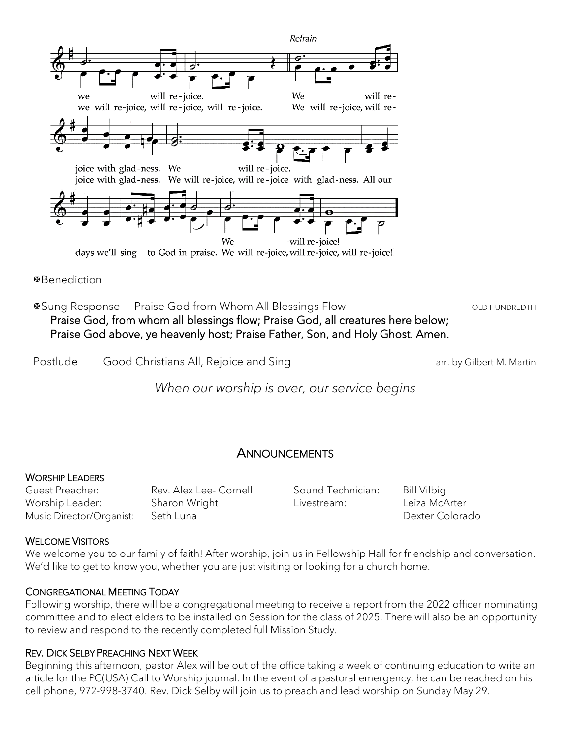✠Benediction

✠Sung Response Praise God from Whom All Blessings Flow OLD HUNDREDTH

**Praise God, from whom all blessings flow; Praise God, all creatures here below;**
**Praise God above, ye heavenly host; Praise Father, Son, and Holy Ghost. Amen.**

Postlude Good Christians All, Rejoice and Sing arr. by Gilbert M. Martin

*When our worship is over, our service begins*

## ANNOUNCEMENTS

### WORSHIP LEADERS

| | | | |
|---|---|---|---|
| Guest Preacher: | Rev. Alex Lee- Cornell | Sound Technician: | Bill Vilbig |
| Worship Leader: | Sharon Wright | Livestream: | Leiza McArter |
| Music Director/Organist: | Seth Luna | | Dexter Colorado |

### WELCOME VISITORS

We welcome you to our family of faith! After worship, join us in Fellowship Hall for friendship and conversation. We'd like to get to know you, whether you are just visiting or looking for a church home.

### CONGREGATIONAL MEETING TODAY

Following worship, there will be a congregational meeting to receive a report from the 2022 officer nominating committee and to elect elders to be installed on Session for the class of 2025. There will also be an opportunity to review and respond to the recently completed full Mission Study.

### REV. DICK SELBY PREACHING NEXT WEEK

Beginning this afternoon, pastor Alex will be out of the office taking a week of continuing education to write an article for the PC(USA) Call to Worship journal. In the event of a pastoral emergency, he can be reached on his cell phone, 972-998-3740. Rev. Dick Selby will join us to preach and lead worship on Sunday May 29.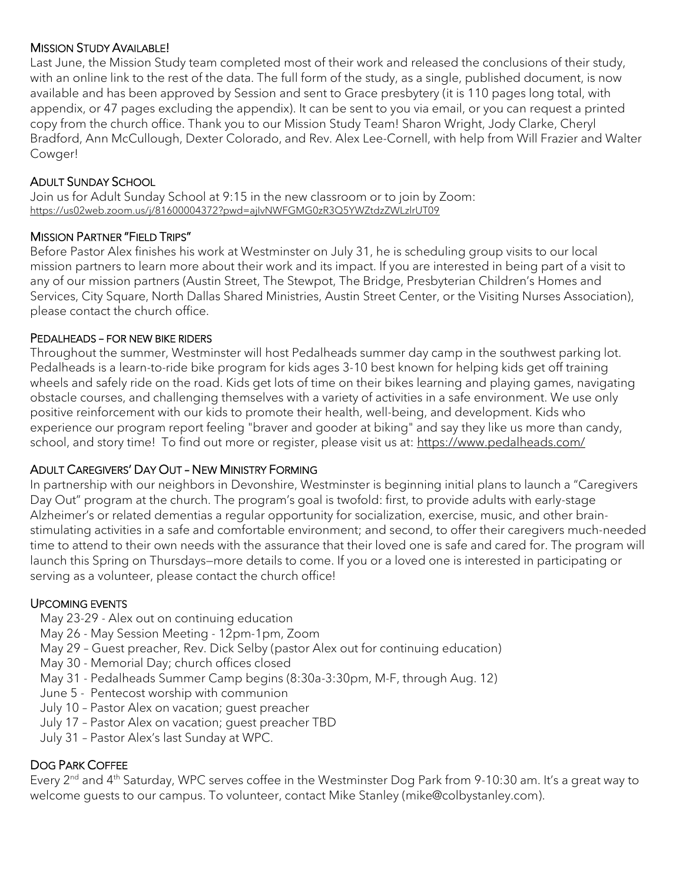## MISSION STUDY AVAILABLE!

Last June, the Mission Study team completed most of their work and released the conclusions of their study, with an online link to the rest of the data. The full form of the study, as a single, published document, is now available and has been approved by Session and sent to Grace presbytery (it is 110 pages long total, with appendix, or 47 pages excluding the appendix). It can be sent to you via email, or you can request a printed copy from the church office. Thank you to our Mission Study Team! Sharon Wright, Jody Clarke, Cheryl Bradford, Ann McCullough, Dexter Colorado, and Rev. Alex Lee-Cornell, with help from Will Frazier and Walter Cowger!

## ADULT SUNDAY SCHOOL

Join us for Adult Sunday School at 9:15 in the new classroom or to join by Zoom:
https://us02web.zoom.us/j/81600004372?pwd=ajlvNWFGMG0zR3Q5YWZtdzZWLzlrUT09

## MISSION PARTNER "FIELD TRIPS"

Before Pastor Alex finishes his work at Westminster on July 31, he is scheduling group visits to our local mission partners to learn more about their work and its impact. If you are interested in being part of a visit to any of our mission partners (Austin Street, The Stewpot, The Bridge, Presbyterian Children's Homes and Services, City Square, North Dallas Shared Ministries, Austin Street Center, or the Visiting Nurses Association), please contact the church office.

## PEDALHEADS – FOR NEW BIKE RIDERS

Throughout the summer, Westminster will host Pedalheads summer day camp in the southwest parking lot. Pedalheads is a learn-to-ride bike program for kids ages 3-10 best known for helping kids get off training wheels and safely ride on the road. Kids get lots of time on their bikes learning and playing games, navigating obstacle courses, and challenging themselves with a variety of activities in a safe environment. We use only positive reinforcement with our kids to promote their health, well-being, and development. Kids who experience our program report feeling "braver and gooder at biking" and say they like us more than candy, school, and story time! To find out more or register, please visit us at: https://www.pedalheads.com/

## ADULT CAREGIVERS' DAY OUT – NEW MINISTRY FORMING

In partnership with our neighbors in Devonshire, Westminster is beginning initial plans to launch a "Caregivers Day Out" program at the church. The program's goal is twofold: first, to provide adults with early-stage Alzheimer's or related dementias a regular opportunity for socialization, exercise, music, and other brain-stimulating activities in a safe and comfortable environment; and second, to offer their caregivers much-needed time to attend to their own needs with the assurance that their loved one is safe and cared for. The program will launch this Spring on Thursdays—more details to come. If you or a loved one is interested in participating or serving as a volunteer, please contact the church office!

## UPCOMING EVENTS

- May 23-29 - Alex out on continuing education
- May 26 - May Session Meeting - 12pm-1pm, Zoom
- May 29 – Guest preacher, Rev. Dick Selby (pastor Alex out for continuing education)
- May 30 - Memorial Day; church offices closed
- May 31 - Pedalheads Summer Camp begins (8:30a-3:30pm, M-F, through Aug. 12)
- June 5 - Pentecost worship with communion
- July 10 – Pastor Alex on vacation; guest preacher
- July 17 – Pastor Alex on vacation; guest preacher TBD
- July 31 – Pastor Alex's last Sunday at WPC.

## DOG PARK COFFEE

Every 2nd and 4th Saturday, WPC serves coffee in the Westminster Dog Park from 9-10:30 am. It's a great way to welcome guests to our campus. To volunteer, contact Mike Stanley (mike@colbystanley.com).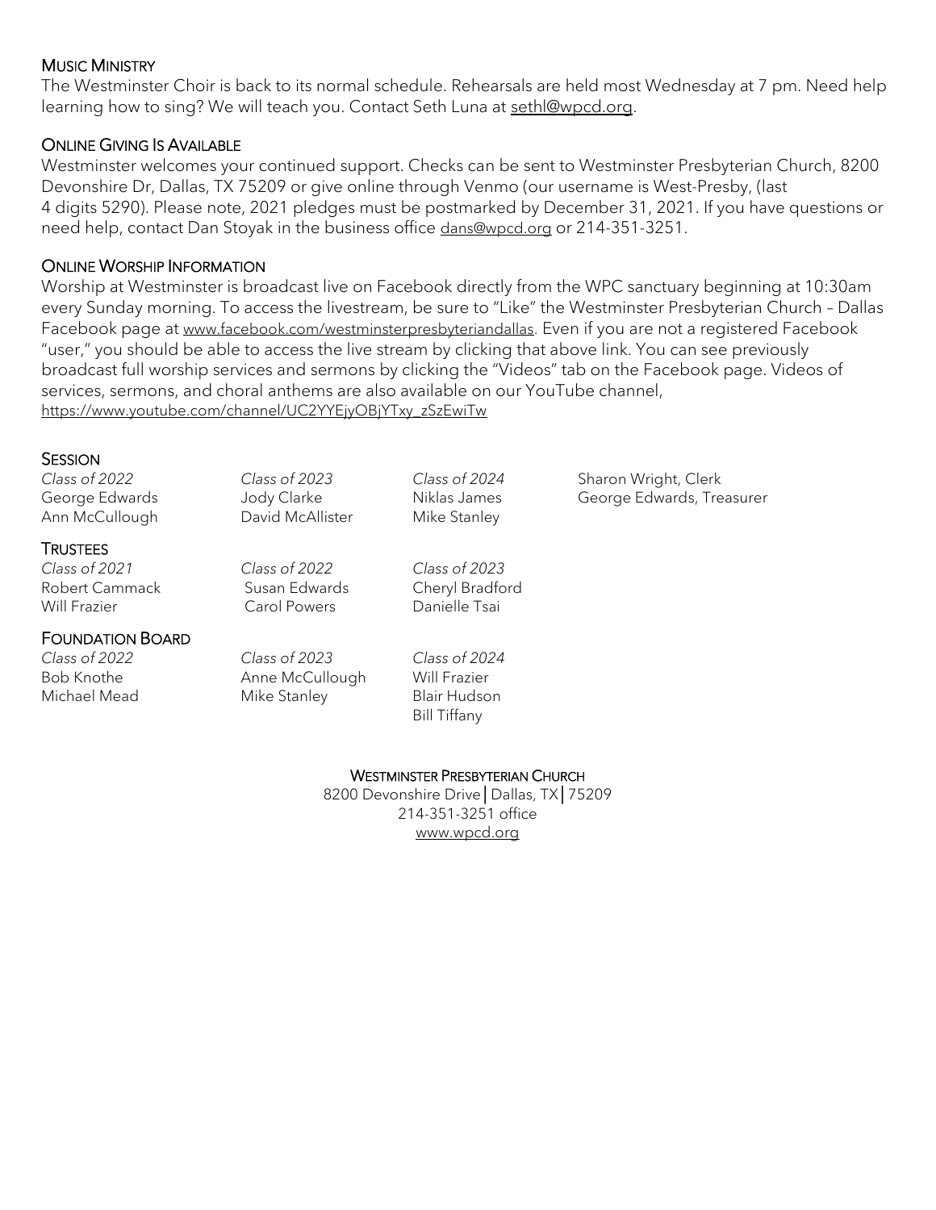## Music Ministry

The Westminster Choir is back to its normal schedule. Rehearsals are held most Wednesday at 7 pm. Need help learning how to sing? We will teach you. Contact Seth Luna at sethl@wpcd.org.

## Online Giving Is Available

Westminster welcomes your continued support. Checks can be sent to Westminster Presbyterian Church, 8200 Devonshire Dr, Dallas, TX 75209 or give online through Venmo (our username is West-Presby, (last 4 digits 5290). Please note, 2021 pledges must be postmarked by December 31, 2021. If you have questions or need help, contact Dan Stoyak in the business office dans@wpcd.org or 214-351-3251.

## Online Worship Information

Worship at Westminster is broadcast live on Facebook directly from the WPC sanctuary beginning at 10:30am every Sunday morning. To access the livestream, be sure to "Like" the Westminster Presbyterian Church – Dallas Facebook page at www.facebook.com/westminsterpresbyteriandallas. Even if you are not a registered Facebook "user," you should be able to access the live stream by clicking that above link. You can see previously broadcast full worship services and sermons by clicking the "Videos" tab on the Facebook page. Videos of services, sermons, and choral anthems are also available on our YouTube channel, https://www.youtube.com/channel/UC2YYEjyOBjYTxy_zSzEwiTw

## Session

| *Class of 2022* | *Class of 2023* | *Class of 2024* | |
|---|---|---|---|
| George Edwards | Jody Clarke | Niklas James | Sharon Wright, Clerk |
| Ann McCullough | David McAllister | Mike Stanley | George Edwards, Treasurer |

## Trustees

| *Class of 2021* | *Class of 2022* | *Class of 2023* |
|---|---|---|
| Robert Cammack | Susan Edwards | Cheryl Bradford |
| Will Frazier | Carol Powers | Danielle Tsai |

## Foundation Board

| *Class of 2022* | *Class of 2023* | *Class of 2024* |
|---|---|---|
| Bob Knothe | Anne McCullough | Will Frazier |
| Michael Mead | Mike Stanley | Blair Hudson |
| | | Bill Tiffany |

**Westminster Presbyterian Church**
8200 Devonshire Drive | Dallas, TX | 75209
214-351-3251 office
www.wpcd.org